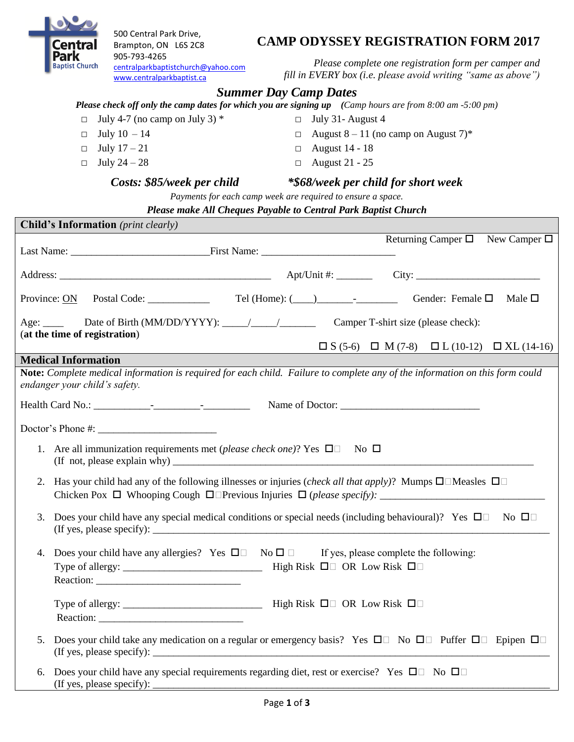Central Park Baptist Church

500 Central Park Drive,
Brampton, ON L6S 2C8
905-793-4265
centralparkbaptistchurch@yahoo.com
www.centralparkbaptist.ca

# CAMP ODYSSEY REGISTRATION FORM 2017

*Please complete one registration form per camper and fill in EVERY box (i.e. please avoid writing "same as above")*

## *Summer Day Camp Dates*

***Please check off only the camp dates for which you are signing up*** *(Camp hours are from 8:00 am -5:00 pm)*

- ☐ July 4-7 (no camp on July 3) *
- ☐ July 10 – 14
- ☐ July 17 – 21
- ☐ July 24 – 28
- ☐ July 31- August 4
- ☐ August 8 – 11 (no camp on August 7)*
- ☐ August 14 - 18
- ☐ August 21 - 25

***Costs: $85/week per child*** ***\*$68/week per child for short week***

*Payments for each camp week are required to ensure a space.*

***Please make All Cheques Payable to Central Park Baptist Church***

## Child's Information *(print clearly)*

Returning Camper ☐ New Camper ☐

Last Name: ___________________________ First Name: __________________________

Address: ____________________________________________ Apt/Unit #: _______ City: ________________________

Province: ON Postal Code: ____________ Tel (Home): (____)_______-________ Gender: Female ☐ Male ☐

Age: ____ (**at the time of registration**) Date of Birth (MM/DD/YYYY): _____/_____/_______ Camper T-shirt size (please check):

☐ S (5-6) ☐ M (7-8) ☐ L (10-12) ☐ XL (14-16)

## Medical Information

**Note:** *Complete medical information is required for each child. Failure to complete any of the information on this form could endanger your child's safety.*

Health Card No.: ___________-_________-_________ Name of Doctor: ___________________________

Doctor's Phone #: _______________________

1. Are all immunization requirements met (*please check one*)? Yes ☐ No ☐
   (If not, please explain why) ___________________________________________________________________________
2. Has your child had any of the following illnesses or injuries (*check all that apply*)? Mumps ☐ Measles ☐
   Chicken Pox ☐ Whooping Cough ☐ Previous Injuries ☐ (*please specify):* ________________________________
3. Does your child have any special medical conditions or special needs (including behavioural)? Yes ☐ No ☐
   (If yes, please specify): ___________________________________________________________________________
4. Does your child have any allergies? Yes ☐ No ☐ If yes, please complete the following:
   Type of allergy: ___________________________ High Risk ☐ OR Low Risk ☐
   Reaction: ____________________________

   Type of allergy: ___________________________ High Risk ☐ OR Low Risk ☐
   Reaction: ____________________________
5. Does your child take any medication on a regular or emergency basis? Yes ☐ No ☐ Puffer ☐ Epipen ☐
   (If yes, please specify): ___________________________________________________________________________
6. Does your child have any special requirements regarding diet, rest or exercise? Yes ☐ No ☐
   (If yes, please specify): ___________________________________________________________________________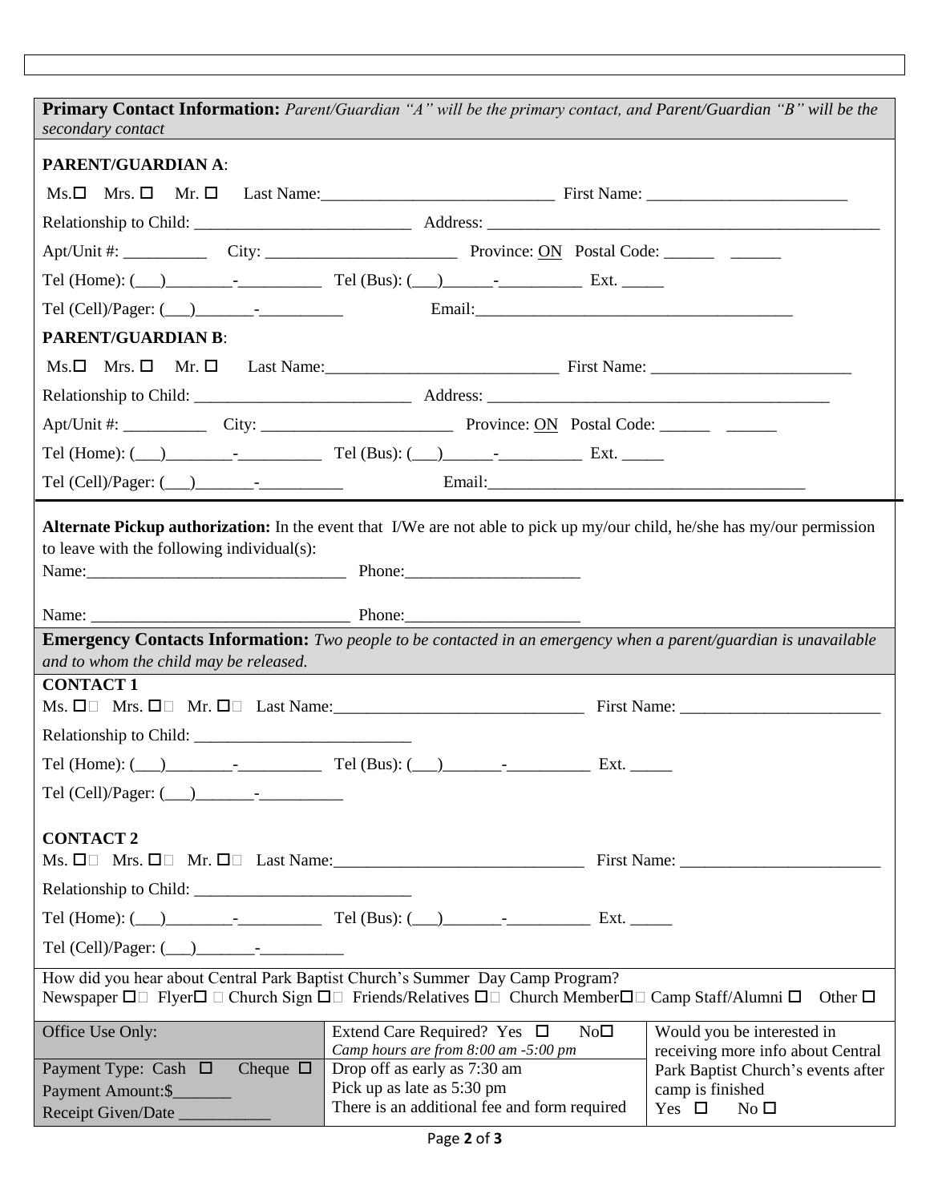**Primary Contact Information:** *Parent/Guardian "A" will be the primary contact, and Parent/Guardian "B" will be the secondary contact*

**PARENT/GUARDIAN A**:

Ms.☐ Mrs. ☐ Mr. ☐ Last Name:___________________________ First Name: ________________________

Relationship to Child: _________________________ Address: _______________________________________________

Apt/Unit #: __________ City: _______________________ Province: ON Postal Code: ______ ______

Tel (Home): (___)________-__________ Tel (Bus): (___)______-__________ Ext. _____

Tel (Cell)/Pager: (___)_______-__________ Email:_______________________________________

**PARENT/GUARDIAN B**:

Ms.☐ Mrs. ☐ Mr. ☐ Last Name:___________________________ First Name: ________________________

Relationship to Child: _________________________ Address: __________________________________________

Apt/Unit #: __________ City: _______________________ Province: ON Postal Code: ______ ______

Tel (Home): (___)________-__________ Tel (Bus): (___)______-__________ Ext. _____

Tel (Cell)/Pager: (___)_______-__________ Email:_______________________________________

**Alternate Pickup authorization:** In the event that I/We are not able to pick up my/our child, he/she has my/our permission to leave with the following individual(s):

Name:_______________________________ Phone:_____________________

Name: _______________________________ Phone:_____________________

**Emergency Contacts Information:** *Two people to be contacted in an emergency when a parent/guardian is unavailable and to whom the child may be released.*

**CONTACT 1**

Ms. ☐ Mrs. ☐ Mr. ☐ Last Name:______________________________ First Name: ________________________

Relationship to Child: _________________________

Tel (Home): (___)________-__________ Tel (Bus): (___)_______-__________ Ext. _____

Tel (Cell)/Pager: (___)_______-__________

**CONTACT 2**

Ms. ☐ Mrs. ☐ Mr. ☐ Last Name:______________________________ First Name: ________________________

Relationship to Child: _________________________

Tel (Home): (___)________-__________ Tel (Bus): (___)_______-__________ Ext. _____

Tel (Cell)/Pager: (___)_______-__________

How did you hear about Central Park Baptist Church's Summer Day Camp Program?
Newspaper ☐ Flyer☐ Church Sign ☐ Friends/Relatives ☐ Church Member☐ Camp Staff/Alumni ☐ Other ☐

| Office Use Only: | Extend Care Required? Yes ☐ No☐<br>*Camp hours are from 8:00 am -5:00 pm* | Would you be interested in receiving more info about Central Park Baptist Church's events after camp is finished<br>Yes ☐ No ☐ |
|---|---|---|
| Payment Type: Cash ☐ Cheque ☐<br>Payment Amount:$_______<br>Receipt Given/Date ___________ | Drop off as early as 7:30 am<br>Pick up as late as 5:30 pm<br>There is an additional fee and form required | |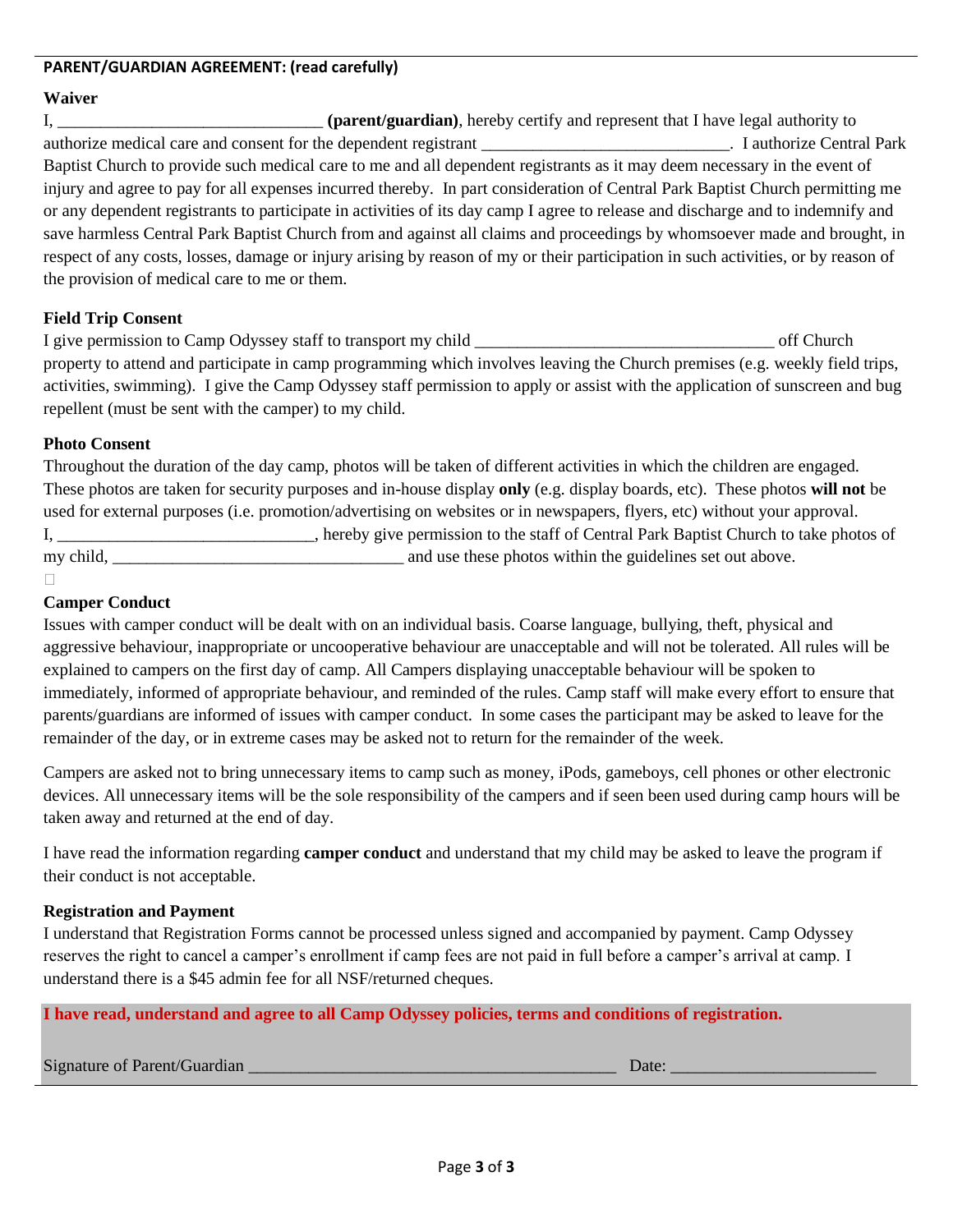**PARENT/GUARDIAN AGREEMENT: (read carefully)**

**Waiver**

I, _______________________________ **(parent/guardian)**, hereby certify and represent that I have legal authority to authorize medical care and consent for the dependent registrant _____________________________. I authorize Central Park Baptist Church to provide such medical care to me and all dependent registrants as it may deem necessary in the event of injury and agree to pay for all expenses incurred thereby. In part consideration of Central Park Baptist Church permitting me or any dependent registrants to participate in activities of its day camp I agree to release and discharge and to indemnify and save harmless Central Park Baptist Church from and against all claims and proceedings by whomsoever made and brought, in respect of any costs, losses, damage or injury arising by reason of my or their participation in such activities, or by reason of the provision of medical care to me or them.

**Field Trip Consent**

I give permission to Camp Odyssey staff to transport my child ___________________________________ off Church property to attend and participate in camp programming which involves leaving the Church premises (e.g. weekly field trips, activities, swimming). I give the Camp Odyssey staff permission to apply or assist with the application of sunscreen and bug repellent (must be sent with the camper) to my child.

**Photo Consent**

Throughout the duration of the day camp, photos will be taken of different activities in which the children are engaged. These photos are taken for security purposes and in-house display **only** (e.g. display boards, etc). These photos **will not** be used for external purposes (i.e. promotion/advertising on websites or in newspapers, flyers, etc) without your approval.
I, ______________________________, hereby give permission to the staff of Central Park Baptist Church to take photos of my child, __________________________________ and use these photos within the guidelines set out above.

☐

**Camper Conduct**

Issues with camper conduct will be dealt with on an individual basis. Coarse language, bullying, theft, physical and aggressive behaviour, inappropriate or uncooperative behaviour are unacceptable and will not be tolerated. All rules will be explained to campers on the first day of camp. All Campers displaying unacceptable behaviour will be spoken to immediately, informed of appropriate behaviour, and reminded of the rules. Camp staff will make every effort to ensure that parents/guardians are informed of issues with camper conduct. In some cases the participant may be asked to leave for the remainder of the day, or in extreme cases may be asked not to return for the remainder of the week.

Campers are asked not to bring unnecessary items to camp such as money, iPods, gameboys, cell phones or other electronic devices. All unnecessary items will be the sole responsibility of the campers and if seen been used during camp hours will be taken away and returned at the end of day.

I have read the information regarding **camper conduct** and understand that my child may be asked to leave the program if their conduct is not acceptable.

**Registration and Payment**

I understand that Registration Forms cannot be processed unless signed and accompanied by payment. Camp Odyssey reserves the right to cancel a camper's enrollment if camp fees are not paid in full before a camper's arrival at camp. I understand there is a $45 admin fee for all NSF/returned cheques.

**I have read, understand and agree to all Camp Odyssey policies, terms and conditions of registration.**

Signature of Parent/Guardian ___________________________________________ Date: _______________________